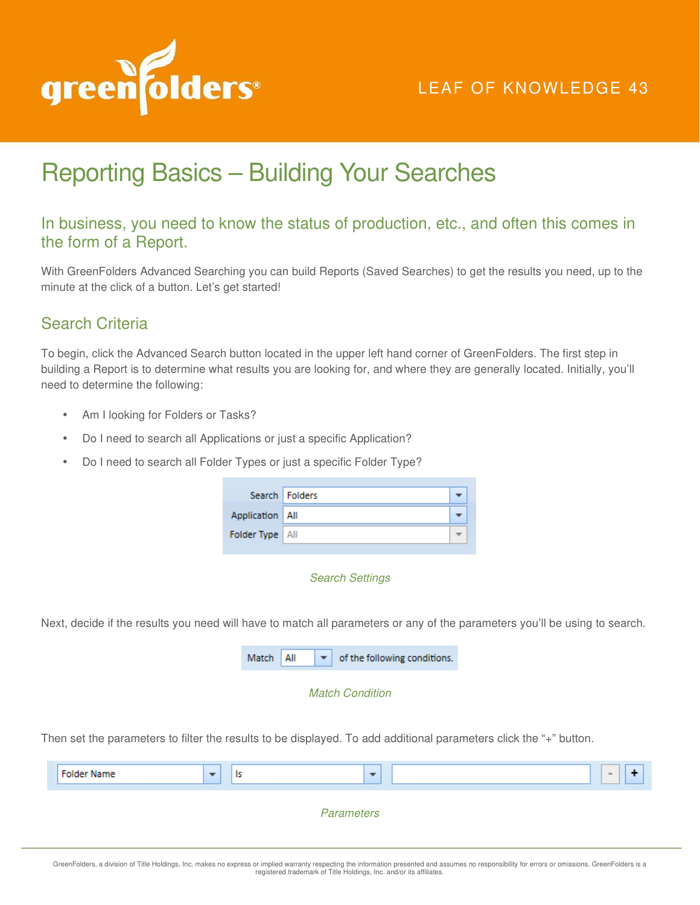LEAF OF KNOWLEDGE 43

# Reporting Basics – Building Your Searches

### In business, you need to know the status of production, etc., and often this comes in the form of a Report.

With GreenFolders Advanced Searching you can build Reports (Saved Searches) to get the results you need, up to the minute at the click of a button. Let's get started!

## Search Criteria

To begin, click the Advanced Search button located in the upper left hand corner of GreenFolders. The first step in building a Report is to determine what results you are looking for, and where they are generally located. Initially, you'll need to determine the following:

- Am I looking for Folders or Tasks?
- Do I need to search all Applications or just a specific Application?
- Do I need to search all Folder Types or just a specific Folder Type?

| | |
|---|---|
| Search | Folders |
| Application | All |
| Folder Type | All |

*Search Settings*

Next, decide if the results you need will have to match all parameters or any of the parameters you'll be using to search.

Match All of the following conditions.

*Match Condition*

Then set the parameters to filter the results to be displayed. To add additional parameters click the "+" button.

Folder Name | Is | | - | +

*Parameters*

GreenFolders, a division of Title Holdings, Inc. makes no express or implied warranty respecting the information presented and assumes no responsibility for errors or omissions. GreenFolders is a registered trademark of Title Holdings, Inc. and/or its affiliates.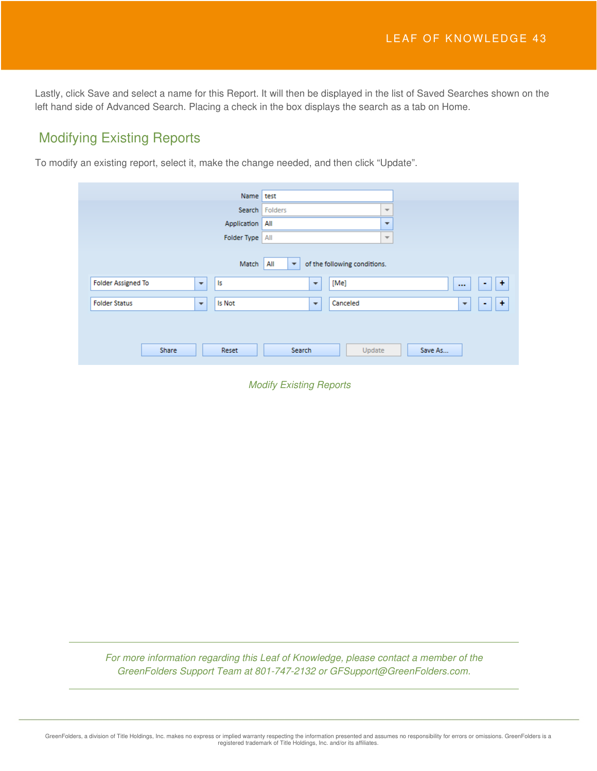Lastly, click Save and select a name for this Report. It will then be displayed in the list of Saved Searches shown on the left hand side of Advanced Search. Placing a check in the box displays the search as a tab on Home.

## Modifying Existing Reports

To modify an existing report, select it, make the change needed, and then click "Update".

*Modify Existing Reports*

---

*For more information regarding this Leaf of Knowledge, please contact a member of the GreenFolders Support Team at 801-747-2132 or GFSupport@GreenFolders.com.*

---

GreenFolders, a division of Title Holdings, Inc. makes no express or implied warranty respecting the information presented and assumes no responsibility for errors or omissions. GreenFolders is a registered trademark of Title Holdings, Inc. and/or its affiliates.